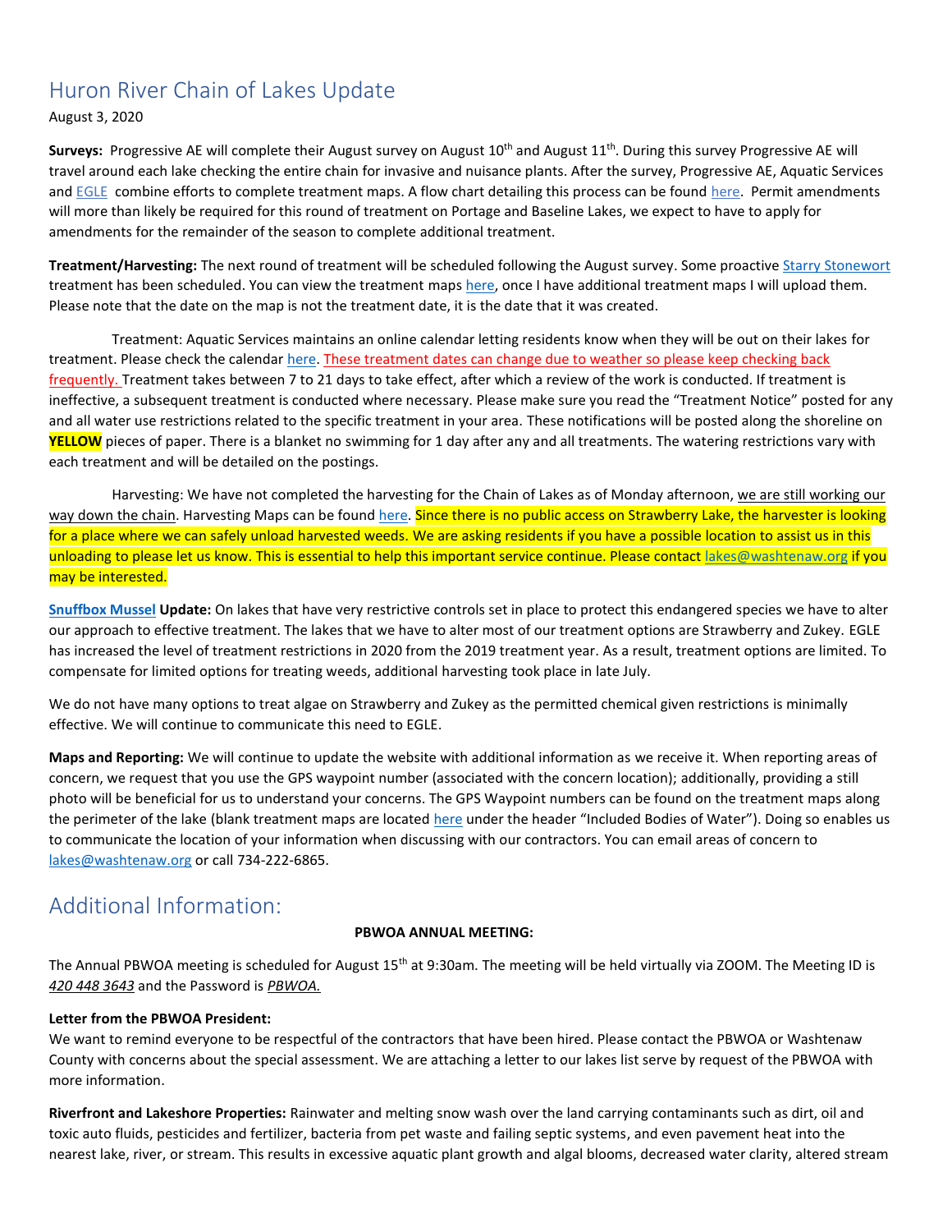# Huron River Chain of Lakes Update

August 3, 2020

**Surveys:** Progressive AE will complete their August survey on August 10th and August 11th. During this survey Progressive AE will travel around each lake checking the entire chain for invasive and nuisance plants. After the survey, Progressive AE, Aquatic Services and EGLE combine efforts to complete treatment maps. A flow chart detailing this process can be found here. Permit amendments will more than likely be required for this round of treatment on Portage and Baseline Lakes, we expect to have to apply for amendments for the remainder of the season to complete additional treatment.

**Treatment/Harvesting:** The next round of treatment will be scheduled following the August survey. Some proactive Starry Stonewort treatment has been scheduled. You can view the treatment maps here, once I have additional treatment maps I will upload them. Please note that the date on the map is not the treatment date, it is the date that it was created.

Treatment: Aquatic Services maintains an online calendar letting residents know when they will be out on their lakes for treatment. Please check the calendar here. These treatment dates can change due to weather so please keep checking back frequently. Treatment takes between 7 to 21 days to take effect, after which a review of the work is conducted. If treatment is ineffective, a subsequent treatment is conducted where necessary. Please make sure you read the "Treatment Notice" posted for any and all water use restrictions related to the specific treatment in your area. These notifications will be posted along the shoreline on **YELLOW** pieces of paper. There is a blanket no swimming for 1 day after any and all treatments. The watering restrictions vary with each treatment and will be detailed on the postings.

Harvesting: We have not completed the harvesting for the Chain of Lakes as of Monday afternoon, we are still working our way down the chain. Harvesting Maps can be found here. Since there is no public access on Strawberry Lake, the harvester is looking for a place where we can safely unload harvested weeds. We are asking residents if you have a possible location to assist us in this unloading to please let us know. This is essential to help this important service continue. Please contact lakes@washtenaw.org if you may be interested.

**Snuffbox Mussel Update:** On lakes that have very restrictive controls set in place to protect this endangered species we have to alter our approach to effective treatment. The lakes that we have to alter most of our treatment options are Strawberry and Zukey. EGLE has increased the level of treatment restrictions in 2020 from the 2019 treatment year. As a result, treatment options are limited. To compensate for limited options for treating weeds, additional harvesting took place in late July.

We do not have many options to treat algae on Strawberry and Zukey as the permitted chemical given restrictions is minimally effective. We will continue to communicate this need to EGLE.

**Maps and Reporting:** We will continue to update the website with additional information as we receive it. When reporting areas of concern, we request that you use the GPS waypoint number (associated with the concern location); additionally, providing a still photo will be beneficial for us to understand your concerns. The GPS Waypoint numbers can be found on the treatment maps along the perimeter of the lake (blank treatment maps are located here under the header "Included Bodies of Water"). Doing so enables us to communicate the location of your information when discussing with our contractors. You can email areas of concern to lakes@washtenaw.org or call 734-222-6865.

# Additional Information:

**PBWOA ANNUAL MEETING:**

The Annual PBWOA meeting is scheduled for August 15th at 9:30am. The meeting will be held virtually via ZOOM. The Meeting ID is *420 448 3643* and the Password is *PBWOA.*

**Letter from the PBWOA President:**

We want to remind everyone to be respectful of the contractors that have been hired. Please contact the PBWOA or Washtenaw County with concerns about the special assessment. We are attaching a letter to our lakes list serve by request of the PBWOA with more information.

**Riverfront and Lakeshore Properties:** Rainwater and melting snow wash over the land carrying contaminants such as dirt, oil and toxic auto fluids, pesticides and fertilizer, bacteria from pet waste and failing septic systems, and even pavement heat into the nearest lake, river, or stream. This results in excessive aquatic plant growth and algal blooms, decreased water clarity, altered stream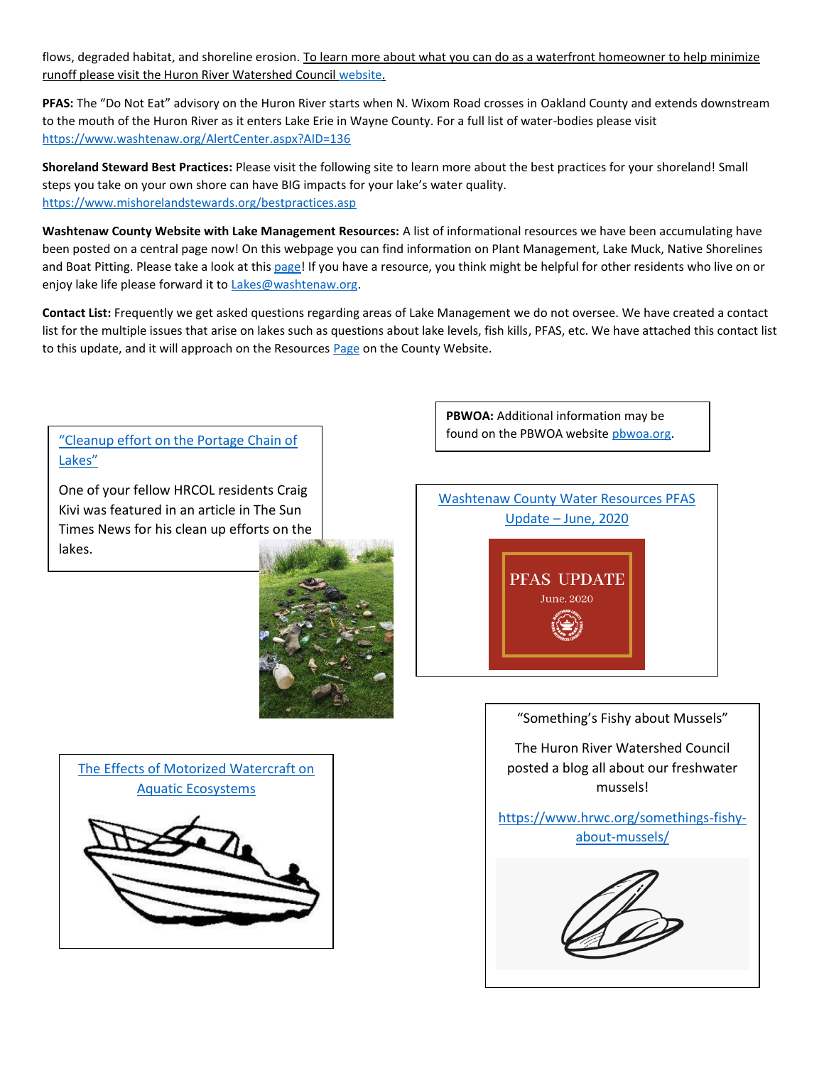flows, degraded habitat, and shoreline erosion. To learn more about what you can do as a waterfront homeowner to help minimize runoff please visit the Huron River Watershed Council website.

**PFAS:** The "Do Not Eat" advisory on the Huron River starts when N. Wixom Road crosses in Oakland County and extends downstream to the mouth of the Huron River as it enters Lake Erie in Wayne County. For a full list of water-bodies please visit https://www.washtenaw.org/AlertCenter.aspx?AID=136

**Shoreland Steward Best Practices:** Please visit the following site to learn more about the best practices for your shoreland! Small steps you take on your own shore can have BIG impacts for your lake's water quality. https://www.mishorelandstewards.org/bestpractices.asp

**Washtenaw County Website with Lake Management Resources:** A list of informational resources we have been accumulating have been posted on a central page now! On this webpage you can find information on Plant Management, Lake Muck, Native Shorelines and Boat Pitting. Please take a look at this page! If you have a resource, you think might be helpful for other residents who live on or enjoy lake life please forward it to Lakes@washtenaw.org.

**Contact List:** Frequently we get asked questions regarding areas of Lake Management we do not oversee. We have created a contact list for the multiple issues that arise on lakes such as questions about lake levels, fish kills, PFAS, etc. We have attached this contact list to this update, and it will approach on the Resources Page on the County Website.

**PBWOA:** Additional information may be found on the PBWOA website pbwoa.org.

"Cleanup effort on the Portage Chain of Lakes"

One of your fellow HRCOL residents Craig Kivi was featured in an article in The Sun Times News for his clean up efforts on the lakes.

Washtenaw County Water Resources PFAS Update – June, 2020

PFAS UPDATE
June, 2020

"Something's Fishy about Mussels"

The Huron River Watershed Council posted a blog all about our freshwater mussels!

https://www.hrwc.org/somethings-fishy-about-mussels/

The Effects of Motorized Watercraft on Aquatic Ecosystems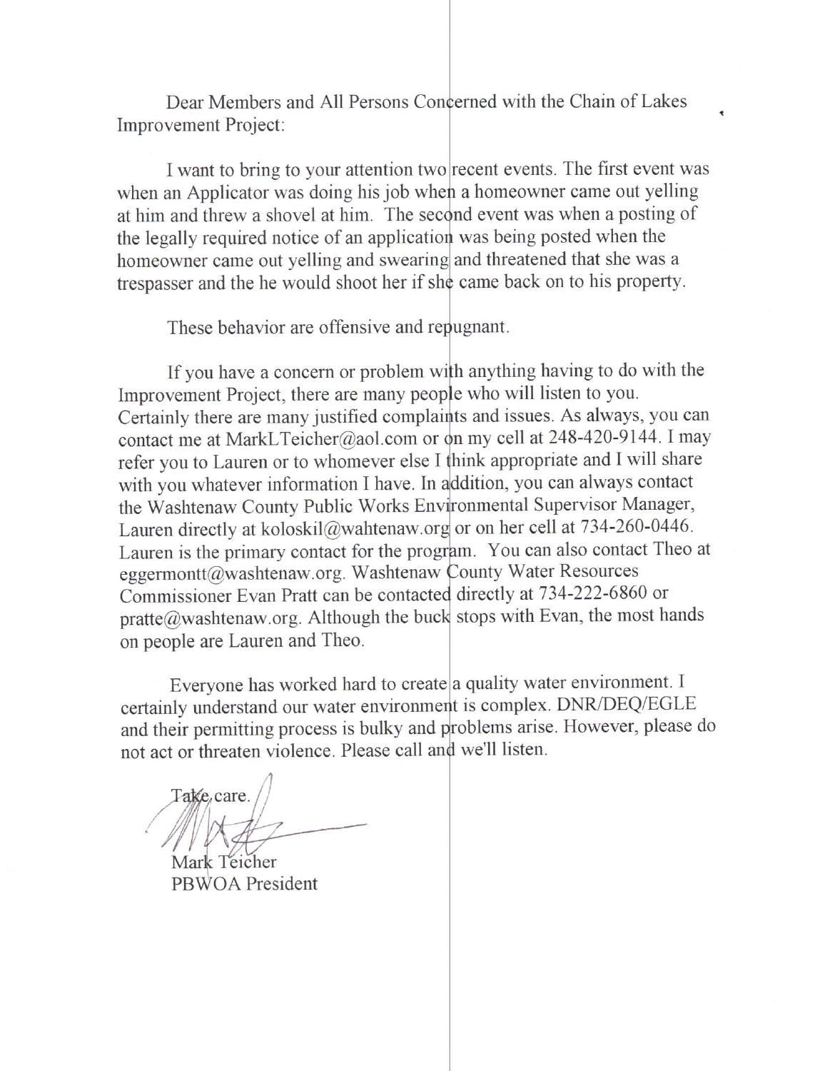Dear Members and All Persons Concerned with the Chain of Lakes Improvement Project:

I want to bring to your attention two recent events. The first event was when an Applicator was doing his job when a homeowner came out yelling at him and threw a shovel at him. The second event was when a posting of the legally required notice of an application was being posted when the homeowner came out yelling and swearing and threatened that she was a trespasser and the he would shoot her if she came back on to his property.

These behavior are offensive and repugnant.

If you have a concern or problem with anything having to do with the Improvement Project, there are many people who will listen to you. Certainly there are many justified complaints and issues. As always, you can contact me at MarkLTeicher@aol.com or on my cell at 248-420-9144. I may refer you to Lauren or to whomever else I think appropriate and I will share with you whatever information I have. In addition, you can always contact the Washtenaw County Public Works Environmental Supervisor Manager, Lauren directly at koloskil@wahtenaw.org or on her cell at 734-260-0446. Lauren is the primary contact for the program. You can also contact Theo at eggermontt@washtenaw.org. Washtenaw County Water Resources Commissioner Evan Pratt can be contacted directly at 734-222-6860 or pratte@washtenaw.org. Although the buck stops with Evan, the most hands on people are Lauren and Theo.

Everyone has worked hard to create a quality water environment. I certainly understand our water environment is complex. DNR/DEQ/EGLE and their permitting process is bulky and problems arise. However, please do not act or threaten violence. Please call and we'll listen.

Take care.

Mark Teicher
PBWOA President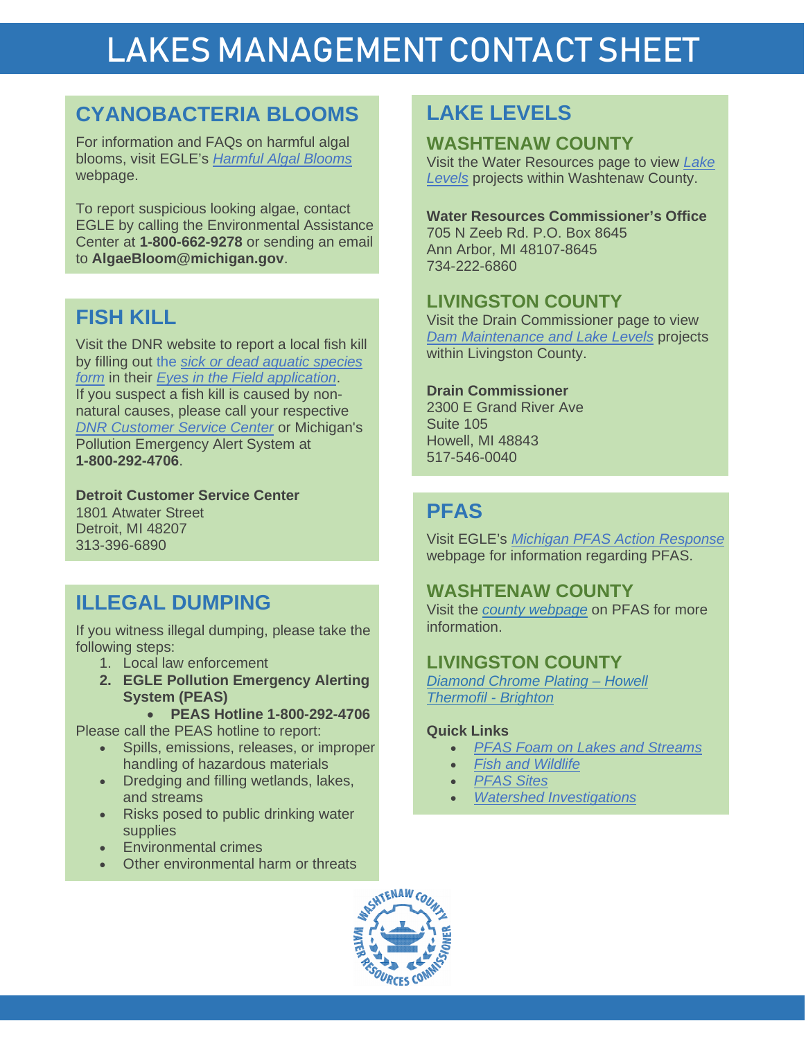# LAKES MANAGEMENT CONTACT SHEET

## CYANOBACTERIA BLOOMS

For information and FAQs on harmful algal blooms, visit EGLE's *Harmful Algal Blooms* webpage.

To report suspicious looking algae, contact EGLE by calling the Environmental Assistance Center at **1-800-662-9278** or sending an email to **AlgaeBloom@michigan.gov**.

## FISH KILL

Visit the DNR website to report a local fish kill by filling out the *sick or dead aquatic species form* in their *Eyes in the Field application*. If you suspect a fish kill is caused by non-natural causes, please call your respective *DNR Customer Service Center* or Michigan's Pollution Emergency Alert System at **1-800-292-4706**.

**Detroit Customer Service Center**
1801 Atwater Street
Detroit, MI 48207
313-396-6890

## ILLEGAL DUMPING

If you witness illegal dumping, please take the following steps:

1. Local law enforcement
2. **EGLE Pollution Emergency Alerting System (PEAS)**
   - **PEAS Hotline 1-800-292-4706**

Please call the PEAS hotline to report:

- Spills, emissions, releases, or improper handling of hazardous materials
- Dredging and filling wetlands, lakes, and streams
- Risks posed to public drinking water supplies
- Environmental crimes
- Other environmental harm or threats

## LAKE LEVELS

### WASHTENAW COUNTY

Visit the Water Resources page to view *Lake Levels* projects within Washtenaw County.

**Water Resources Commissioner's Office**
705 N Zeeb Rd. P.O. Box 8645
Ann Arbor, MI 48107-8645
734-222-6860

### LIVINGSTON COUNTY

Visit the Drain Commissioner page to view *Dam Maintenance and Lake Levels* projects within Livingston County.

**Drain Commissioner**
2300 E Grand River Ave
Suite 105
Howell, MI 48843
517-546-0040

## PFAS

Visit EGLE's *Michigan PFAS Action Response* webpage for information regarding PFAS.

### WASHTENAW COUNTY

Visit the *county webpage* on PFAS for more information.

### LIVINGSTON COUNTY

*Diamond Chrome Plating – Howell*
*Thermofil - Brighton*

**Quick Links**

- *PFAS Foam on Lakes and Streams*
- *Fish and Wildlife*
- *PFAS Sites*
- *Watershed Investigations*

WASHTENAW COUNTY WATER RESOURCES COMMISSIONER